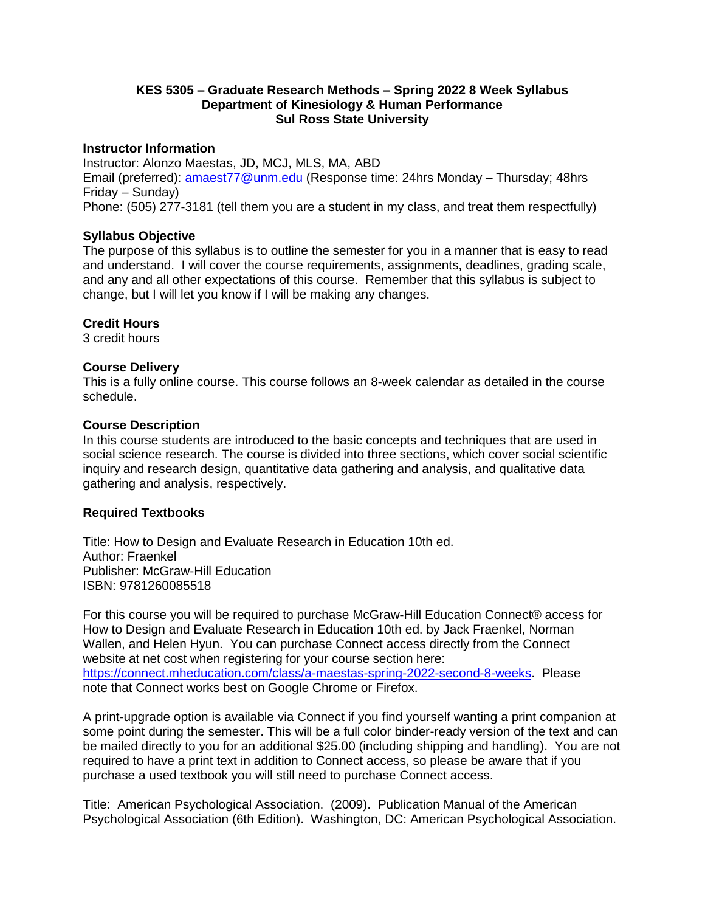**KES 5305 – Graduate Research Methods – Spring 2022 8 Week Syllabus**
**Department of Kinesiology & Human Performance**
**Sul Ross State University**

**Instructor Information**

Instructor: Alonzo Maestas, JD, MCJ, MLS, MA, ABD
Email (preferred): [amaest77@unm.edu](mailto:amaest77@unm.edu) (Response time: 24hrs Monday – Thursday; 48hrs Friday – Sunday)
Phone: (505) 277-3181 (tell them you are a student in my class, and treat them respectfully)

**Syllabus Objective**

The purpose of this syllabus is to outline the semester for you in a manner that is easy to read and understand. I will cover the course requirements, assignments, deadlines, grading scale, and any and all other expectations of this course. Remember that this syllabus is subject to change, but I will let you know if I will be making any changes.

**Credit Hours**

3 credit hours

**Course Delivery**

This is a fully online course. This course follows an 8-week calendar as detailed in the course schedule.

**Course Description**

In this course students are introduced to the basic concepts and techniques that are used in social science research. The course is divided into three sections, which cover social scientific inquiry and research design, quantitative data gathering and analysis, and qualitative data gathering and analysis, respectively.

**Required Textbooks**

Title: How to Design and Evaluate Research in Education 10th ed.
Author: Fraenkel
Publisher: McGraw-Hill Education
ISBN: 9781260085518

For this course you will be required to purchase McGraw-Hill Education Connect® access for How to Design and Evaluate Research in Education 10th ed. by Jack Fraenkel, Norman Wallen, and Helen Hyun. You can purchase Connect access directly from the Connect website at net cost when registering for your course section here: [https://connect.mheducation.com/class/a-maestas-spring-2022-second-8-weeks](https://connect.mheducation.com/class/a-maestas-spring-2022-second-8-weeks). Please note that Connect works best on Google Chrome or Firefox.

A print-upgrade option is available via Connect if you find yourself wanting a print companion at some point during the semester. This will be a full color binder-ready version of the text and can be mailed directly to you for an additional $25.00 (including shipping and handling). You are not required to have a print text in addition to Connect access, so please be aware that if you purchase a used textbook you will still need to purchase Connect access.

Title: American Psychological Association. (2009). Publication Manual of the American Psychological Association (6th Edition). Washington, DC: American Psychological Association.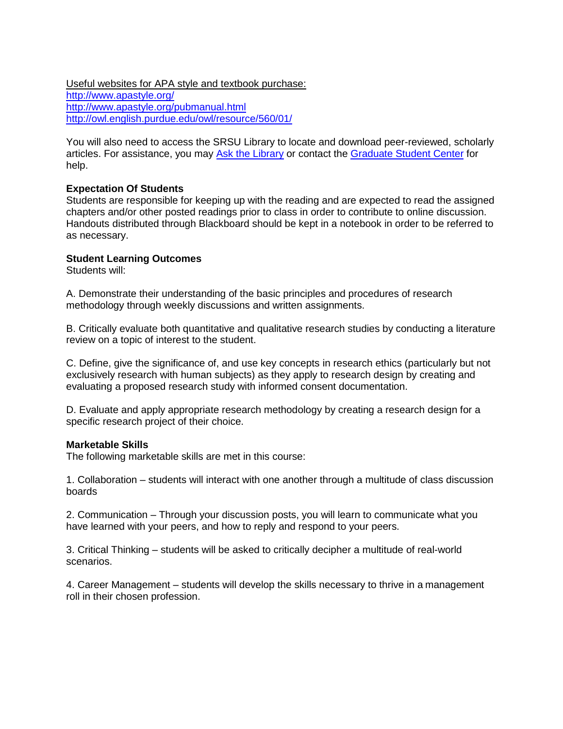Useful websites for APA style and textbook purchase:
http://www.apastyle.org/
http://www.apastyle.org/pubmanual.html
http://owl.english.purdue.edu/owl/resource/560/01/

You will also need to access the SRSU Library to locate and download peer-reviewed, scholarly articles. For assistance, you may Ask the Library or contact the Graduate Student Center for help.

**Expectation Of Students**

Students are responsible for keeping up with the reading and are expected to read the assigned chapters and/or other posted readings prior to class in order to contribute to online discussion. Handouts distributed through Blackboard should be kept in a notebook in order to be referred to as necessary.

**Student Learning Outcomes**

Students will:

A. Demonstrate their understanding of the basic principles and procedures of research methodology through weekly discussions and written assignments.

B. Critically evaluate both quantitative and qualitative research studies by conducting a literature review on a topic of interest to the student.

C. Define, give the significance of, and use key concepts in research ethics (particularly but not exclusively research with human subjects) as they apply to research design by creating and evaluating a proposed research study with informed consent documentation.

D. Evaluate and apply appropriate research methodology by creating a research design for a specific research project of their choice.

**Marketable Skills**

The following marketable skills are met in this course:

1. Collaboration – students will interact with one another through a multitude of class discussion boards

2. Communication – Through your discussion posts, you will learn to communicate what you have learned with your peers, and how to reply and respond to your peers.

3. Critical Thinking – students will be asked to critically decipher a multitude of real-world scenarios.

4. Career Management – students will develop the skills necessary to thrive in a management roll in their chosen profession.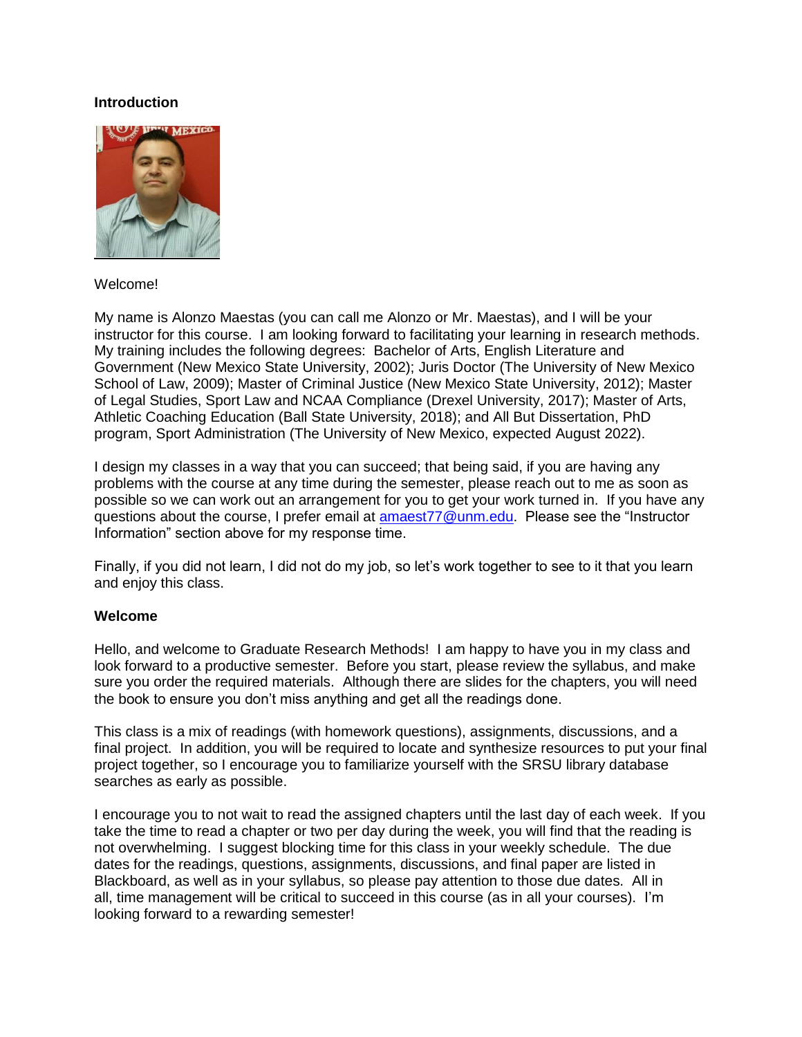**Introduction**

Welcome!

My name is Alonzo Maestas (you can call me Alonzo or Mr. Maestas), and I will be your instructor for this course. I am looking forward to facilitating your learning in research methods. My training includes the following degrees: Bachelor of Arts, English Literature and Government (New Mexico State University, 2002); Juris Doctor (The University of New Mexico School of Law, 2009); Master of Criminal Justice (New Mexico State University, 2012); Master of Legal Studies, Sport Law and NCAA Compliance (Drexel University, 2017); Master of Arts, Athletic Coaching Education (Ball State University, 2018); and All But Dissertation, PhD program, Sport Administration (The University of New Mexico, expected August 2022).

I design my classes in a way that you can succeed; that being said, if you are having any problems with the course at any time during the semester, please reach out to me as soon as possible so we can work out an arrangement for you to get your work turned in. If you have any questions about the course, I prefer email at amaest77@unm.edu. Please see the "Instructor Information" section above for my response time.

Finally, if you did not learn, I did not do my job, so let's work together to see to it that you learn and enjoy this class.

**Welcome**

Hello, and welcome to Graduate Research Methods! I am happy to have you in my class and look forward to a productive semester. Before you start, please review the syllabus, and make sure you order the required materials. Although there are slides for the chapters, you will need the book to ensure you don't miss anything and get all the readings done.

This class is a mix of readings (with homework questions), assignments, discussions, and a final project. In addition, you will be required to locate and synthesize resources to put your final project together, so I encourage you to familiarize yourself with the SRSU library database searches as early as possible.

I encourage you to not wait to read the assigned chapters until the last day of each week. If you take the time to read a chapter or two per day during the week, you will find that the reading is not overwhelming. I suggest blocking time for this class in your weekly schedule. The due dates for the readings, questions, assignments, discussions, and final paper are listed in Blackboard, as well as in your syllabus, so please pay attention to those due dates. All in all, time management will be critical to succeed in this course (as in all your courses). I'm looking forward to a rewarding semester!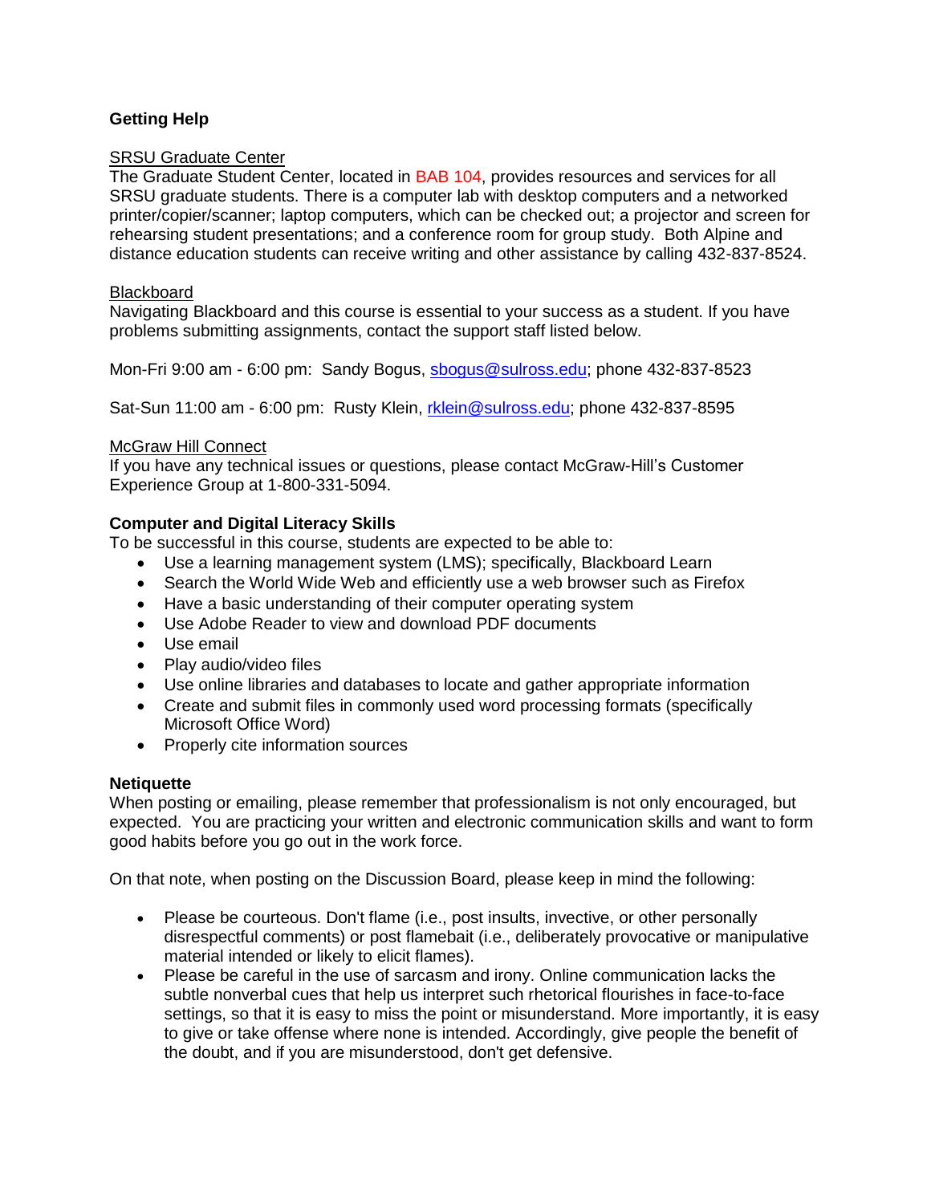**Getting Help**

SRSU Graduate Center
The Graduate Student Center, located in BAB 104, provides resources and services for all SRSU graduate students. There is a computer lab with desktop computers and a networked printer/copier/scanner; laptop computers, which can be checked out; a projector and screen for rehearsing student presentations; and a conference room for group study. Both Alpine and distance education students can receive writing and other assistance by calling 432-837-8524.

Blackboard
Navigating Blackboard and this course is essential to your success as a student. If you have problems submitting assignments, contact the support staff listed below.

Mon-Fri 9:00 am - 6:00 pm: Sandy Bogus, sbogus@sulross.edu; phone 432-837-8523

Sat-Sun 11:00 am - 6:00 pm: Rusty Klein, rklein@sulross.edu; phone 432-837-8595

McGraw Hill Connect
If you have any technical issues or questions, please contact McGraw-Hill's Customer Experience Group at 1-800-331-5094.

**Computer and Digital Literacy Skills**
To be successful in this course, students are expected to be able to:

- Use a learning management system (LMS); specifically, Blackboard Learn
- Search the World Wide Web and efficiently use a web browser such as Firefox
- Have a basic understanding of their computer operating system
- Use Adobe Reader to view and download PDF documents
- Use email
- Play audio/video files
- Use online libraries and databases to locate and gather appropriate information
- Create and submit files in commonly used word processing formats (specifically Microsoft Office Word)
- Properly cite information sources

**Netiquette**
When posting or emailing, please remember that professionalism is not only encouraged, but expected. You are practicing your written and electronic communication skills and want to form good habits before you go out in the work force.

On that note, when posting on the Discussion Board, please keep in mind the following:

- Please be courteous. Don't flame (i.e., post insults, invective, or other personally disrespectful comments) or post flamebait (i.e., deliberately provocative or manipulative material intended or likely to elicit flames).
- Please be careful in the use of sarcasm and irony. Online communication lacks the subtle nonverbal cues that help us interpret such rhetorical flourishes in face-to-face settings, so that it is easy to miss the point or misunderstand. More importantly, it is easy to give or take offense where none is intended. Accordingly, give people the benefit of the doubt, and if you are misunderstood, don't get defensive.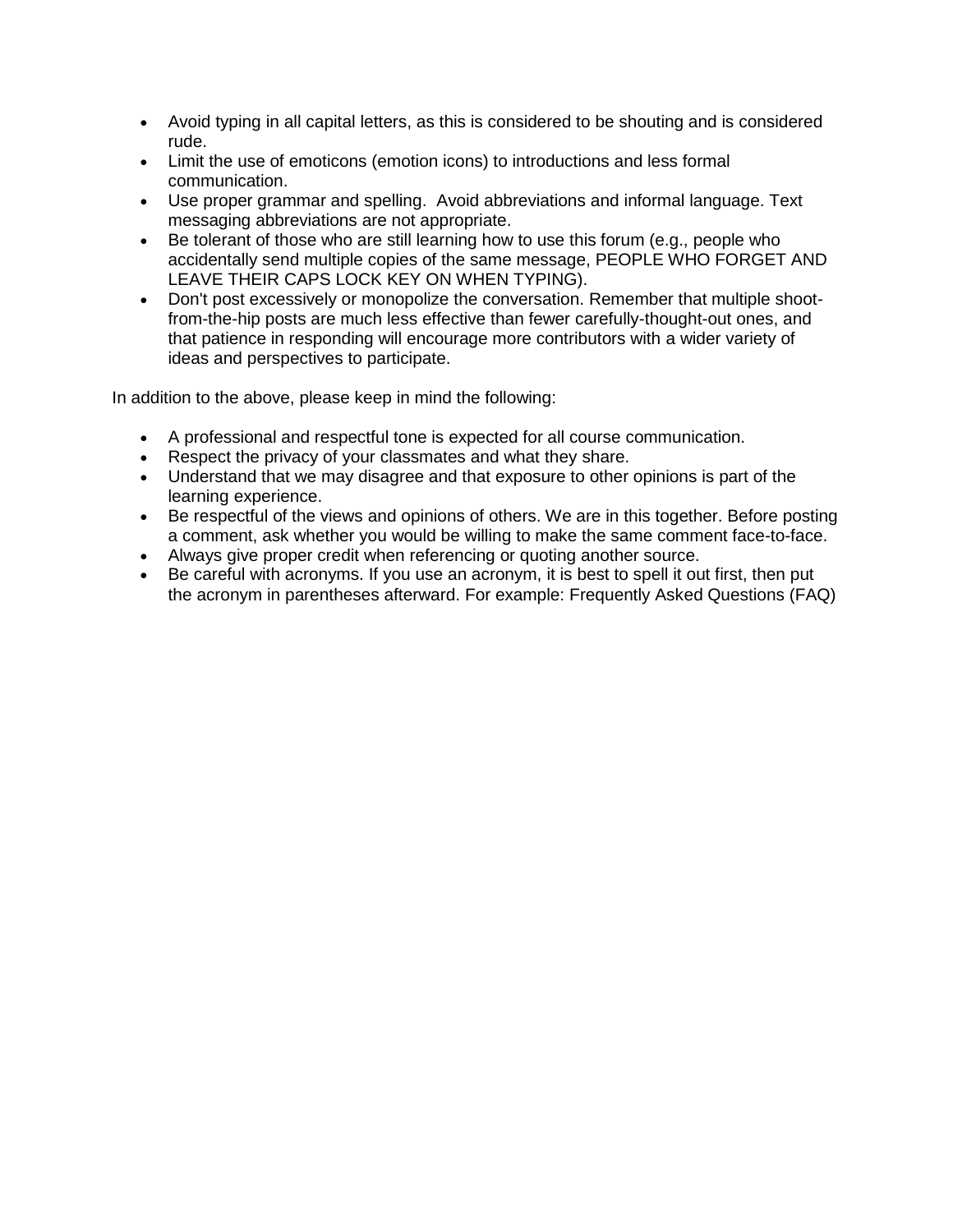- Avoid typing in all capital letters, as this is considered to be shouting and is considered rude.
- Limit the use of emoticons (emotion icons) to introductions and less formal communication.
- Use proper grammar and spelling. Avoid abbreviations and informal language. Text messaging abbreviations are not appropriate.
- Be tolerant of those who are still learning how to use this forum (e.g., people who accidentally send multiple copies of the same message, PEOPLE WHO FORGET AND LEAVE THEIR CAPS LOCK KEY ON WHEN TYPING).
- Don't post excessively or monopolize the conversation. Remember that multiple shoot-from-the-hip posts are much less effective than fewer carefully-thought-out ones, and that patience in responding will encourage more contributors with a wider variety of ideas and perspectives to participate.

In addition to the above, please keep in mind the following:

- A professional and respectful tone is expected for all course communication.
- Respect the privacy of your classmates and what they share.
- Understand that we may disagree and that exposure to other opinions is part of the learning experience.
- Be respectful of the views and opinions of others. We are in this together. Before posting a comment, ask whether you would be willing to make the same comment face-to-face.
- Always give proper credit when referencing or quoting another source.
- Be careful with acronyms. If you use an acronym, it is best to spell it out first, then put the acronym in parentheses afterward. For example: Frequently Asked Questions (FAQ)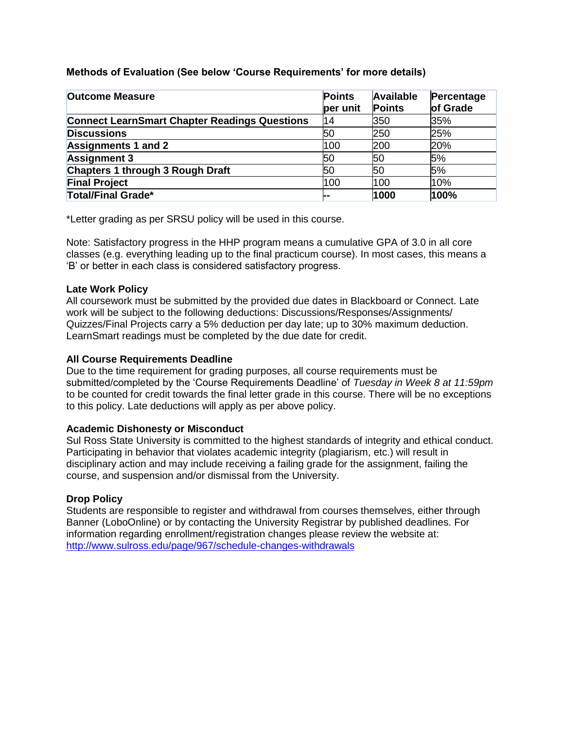**Methods of Evaluation (See below 'Course Requirements' for more details)**

| Outcome Measure | Points per unit | Available Points | Percentage of Grade |
|---|---|---|---|
| **Connect LearnSmart Chapter Readings Questions** | 14 | 350 | 35% |
| **Discussions** | 50 | 250 | 25% |
| **Assignments 1 and 2** | 100 | 200 | 20% |
| **Assignment 3** | 50 | 50 | 5% |
| **Chapters 1 through 3 Rough Draft** | 50 | 50 | 5% |
| **Final Project** | 100 | 100 | 10% |
| **Total/Final Grade*** | -- | **1000** | **100%** |

*Letter grading as per SRSU policy will be used in this course.

Note: Satisfactory progress in the HHP program means a cumulative GPA of 3.0 in all core classes (e.g. everything leading up to the final practicum course). In most cases, this means a 'B' or better in each class is considered satisfactory progress.

**Late Work Policy**

All coursework must be submitted by the provided due dates in Blackboard or Connect. Late work will be subject to the following deductions: Discussions/Responses/Assignments/ Quizzes/Final Projects carry a 5% deduction per day late; up to 30% maximum deduction. LearnSmart readings must be completed by the due date for credit.

**All Course Requirements Deadline**

Due to the time requirement for grading purposes, all course requirements must be submitted/completed by the 'Course Requirements Deadline' of *Tuesday in Week 8 at 11:59pm* to be counted for credit towards the final letter grade in this course. There will be no exceptions to this policy. Late deductions will apply as per above policy.

**Academic Dishonesty or Misconduct**

Sul Ross State University is committed to the highest standards of integrity and ethical conduct. Participating in behavior that violates academic integrity (plagiarism, etc.) will result in disciplinary action and may include receiving a failing grade for the assignment, failing the course, and suspension and/or dismissal from the University.

**Drop Policy**

Students are responsible to register and withdrawal from courses themselves, either through Banner (LoboOnline) or by contacting the University Registrar by published deadlines. For information regarding enrollment/registration changes please review the website at: http://www.sulross.edu/page/967/schedule-changes-withdrawals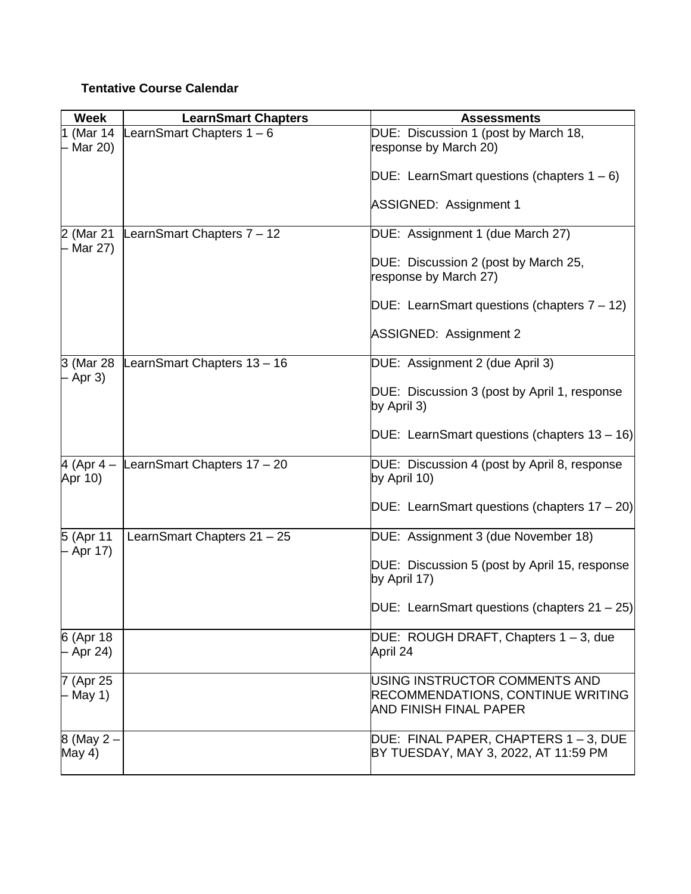**Tentative Course Calendar**

| Week | LearnSmart Chapters | Assessments |
|---|---|---|
| 1 (Mar 14 – Mar 20) | LearnSmart Chapters 1 – 6 | DUE: Discussion 1 (post by March 18, response by March 20)<br><br>DUE: LearnSmart questions (chapters 1 – 6)<br><br>ASSIGNED: Assignment 1 |
| 2 (Mar 21 – Mar 27) | LearnSmart Chapters 7 – 12 | DUE: Assignment 1 (due March 27)<br><br>DUE: Discussion 2 (post by March 25, response by March 27)<br><br>DUE: LearnSmart questions (chapters 7 – 12)<br><br>ASSIGNED: Assignment 2 |
| 3 (Mar 28 – Apr 3) | LearnSmart Chapters 13 – 16 | DUE: Assignment 2 (due April 3)<br><br>DUE: Discussion 3 (post by April 1, response by April 3)<br><br>DUE: LearnSmart questions (chapters 13 – 16) |
| 4 (Apr 4 – Apr 10) | LearnSmart Chapters 17 – 20 | DUE: Discussion 4 (post by April 8, response by April 10)<br><br>DUE: LearnSmart questions (chapters 17 – 20) |
| 5 (Apr 11 – Apr 17) | LearnSmart Chapters 21 – 25 | DUE: Assignment 3 (due November 18)<br><br>DUE: Discussion 5 (post by April 15, response by April 17)<br><br>DUE: LearnSmart questions (chapters 21 – 25) |
| 6 (Apr 18 – Apr 24) | | DUE: ROUGH DRAFT, Chapters 1 – 3, due April 24 |
| 7 (Apr 25 – May 1) | | USING INSTRUCTOR COMMENTS AND RECOMMENDATIONS, CONTINUE WRITING AND FINISH FINAL PAPER |
| 8 (May 2 – May 4) | | DUE: FINAL PAPER, CHAPTERS 1 – 3, DUE BY TUESDAY, MAY 3, 2022, AT 11:59 PM |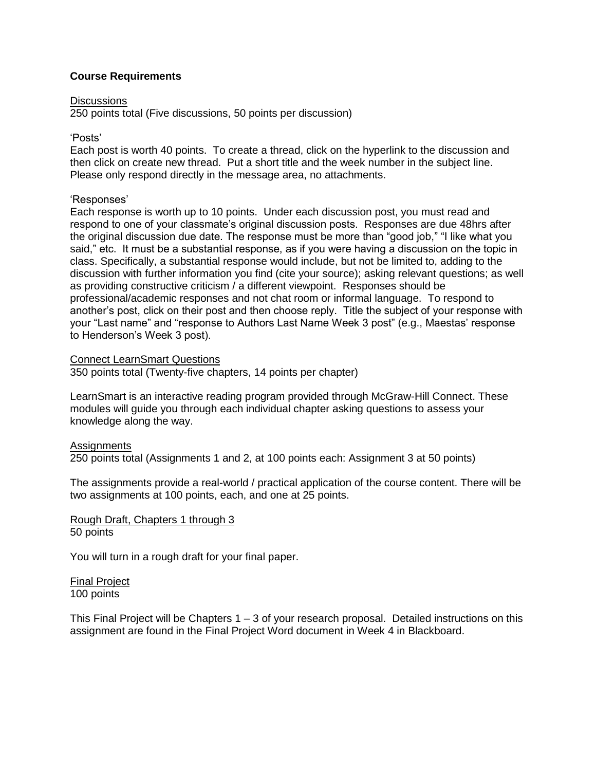**Course Requirements**

<u>Discussions</u>
250 points total (Five discussions, 50 points per discussion)

'Posts'
Each post is worth 40 points. To create a thread, click on the hyperlink to the discussion and then click on create new thread. Put a short title and the week number in the subject line. Please only respond directly in the message area, no attachments.

'Responses'
Each response is worth up to 10 points. Under each discussion post, you must read and respond to one of your classmate's original discussion posts. Responses are due 48hrs after the original discussion due date. The response must be more than "good job," "I like what you said," etc. It must be a substantial response, as if you were having a discussion on the topic in class. Specifically, a substantial response would include, but not be limited to, adding to the discussion with further information you find (cite your source); asking relevant questions; as well as providing constructive criticism / a different viewpoint. Responses should be professional/academic responses and not chat room or informal language. To respond to another's post, click on their post and then choose reply. Title the subject of your response with your "Last name" and "response to Authors Last Name Week 3 post" (e.g., Maestas' response to Henderson's Week 3 post).

<u>Connect LearnSmart Questions</u>
350 points total (Twenty-five chapters, 14 points per chapter)

LearnSmart is an interactive reading program provided through McGraw-Hill Connect. These modules will guide you through each individual chapter asking questions to assess your knowledge along the way.

<u>Assignments</u>
250 points total (Assignments 1 and 2, at 100 points each: Assignment 3 at 50 points)

The assignments provide a real-world / practical application of the course content. There will be two assignments at 100 points, each, and one at 25 points.

<u>Rough Draft, Chapters 1 through 3</u>
50 points

You will turn in a rough draft for your final paper.

<u>Final Project</u>
100 points

This Final Project will be Chapters 1 – 3 of your research proposal. Detailed instructions on this assignment are found in the Final Project Word document in Week 4 in Blackboard.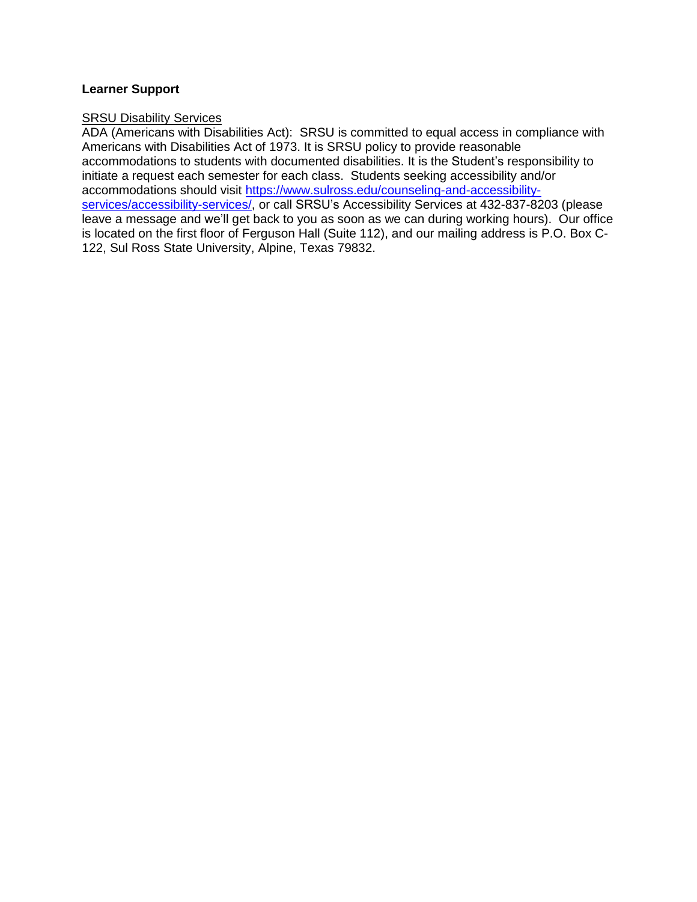**Learner Support**

SRSU Disability Services

ADA (Americans with Disabilities Act): SRSU is committed to equal access in compliance with Americans with Disabilities Act of 1973. It is SRSU policy to provide reasonable accommodations to students with documented disabilities. It is the Student's responsibility to initiate a request each semester for each class. Students seeking accessibility and/or accommodations should visit https://www.sulross.edu/counseling-and-accessibility-services/accessibility-services/, or call SRSU's Accessibility Services at 432-837-8203 (please leave a message and we'll get back to you as soon as we can during working hours). Our office is located on the first floor of Ferguson Hall (Suite 112), and our mailing address is P.O. Box C-122, Sul Ross State University, Alpine, Texas 79832.